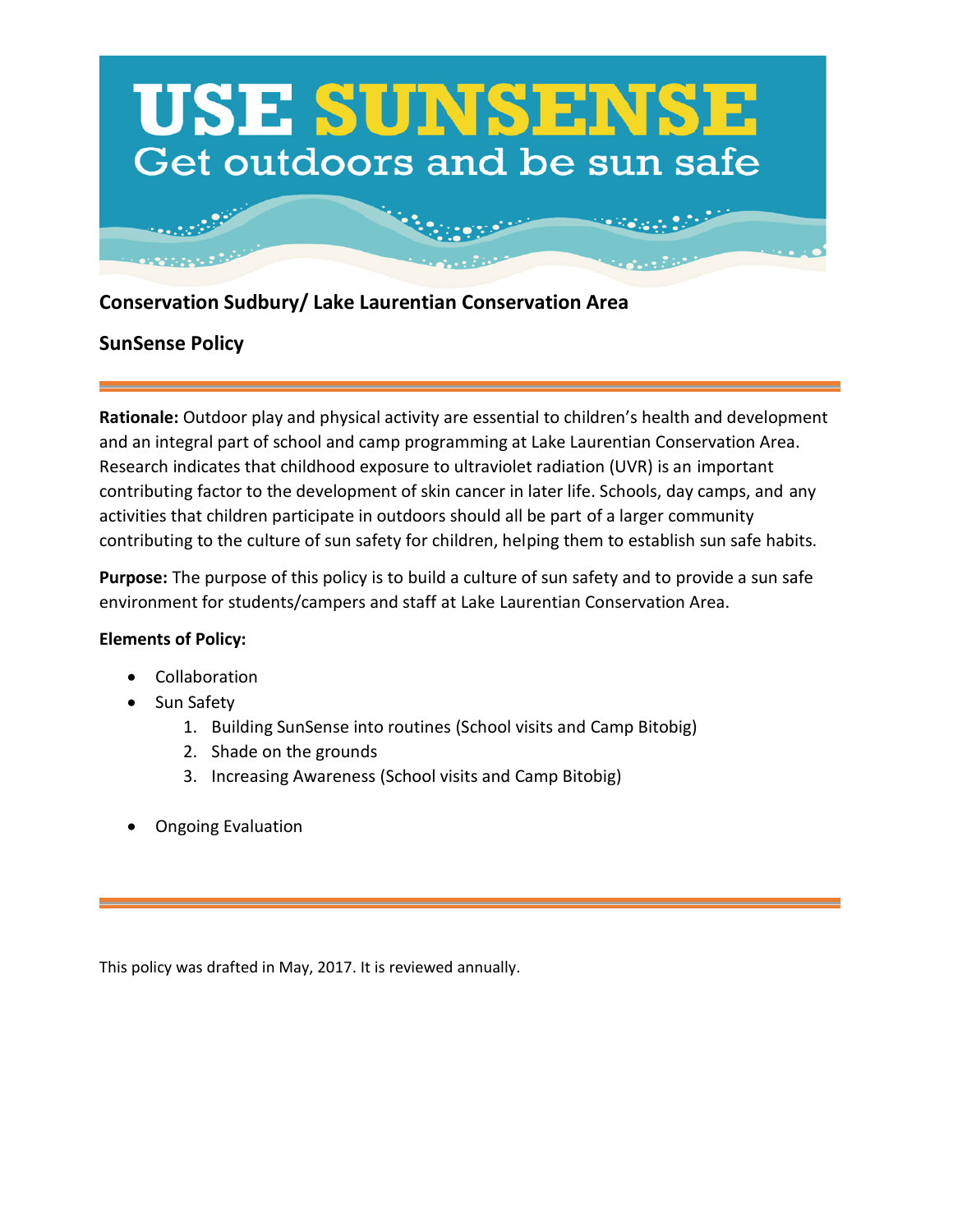# USE SUNSENSE
## Get outdoors and be sun safe

**Conservation Sudbury/ Lake Laurentian Conservation Area**

**SunSense Policy**

---

**Rationale:** Outdoor play and physical activity are essential to children's health and development and an integral part of school and camp programming at Lake Laurentian Conservation Area. Research indicates that childhood exposure to ultraviolet radiation (UVR) is an important contributing factor to the development of skin cancer in later life. Schools, day camps, and any activities that children participate in outdoors should all be part of a larger community contributing to the culture of sun safety for children, helping them to establish sun safe habits.

**Purpose:** The purpose of this policy is to build a culture of sun safety and to provide a sun safe environment for students/campers and staff at Lake Laurentian Conservation Area.

**Elements of Policy:**

- Collaboration
- Sun Safety
    1. Building SunSense into routines (School visits and Camp Bitobig)
    2. Shade on the grounds
    3. Increasing Awareness (School visits and Camp Bitobig)
- Ongoing Evaluation

---

This policy was drafted in May, 2017. It is reviewed annually.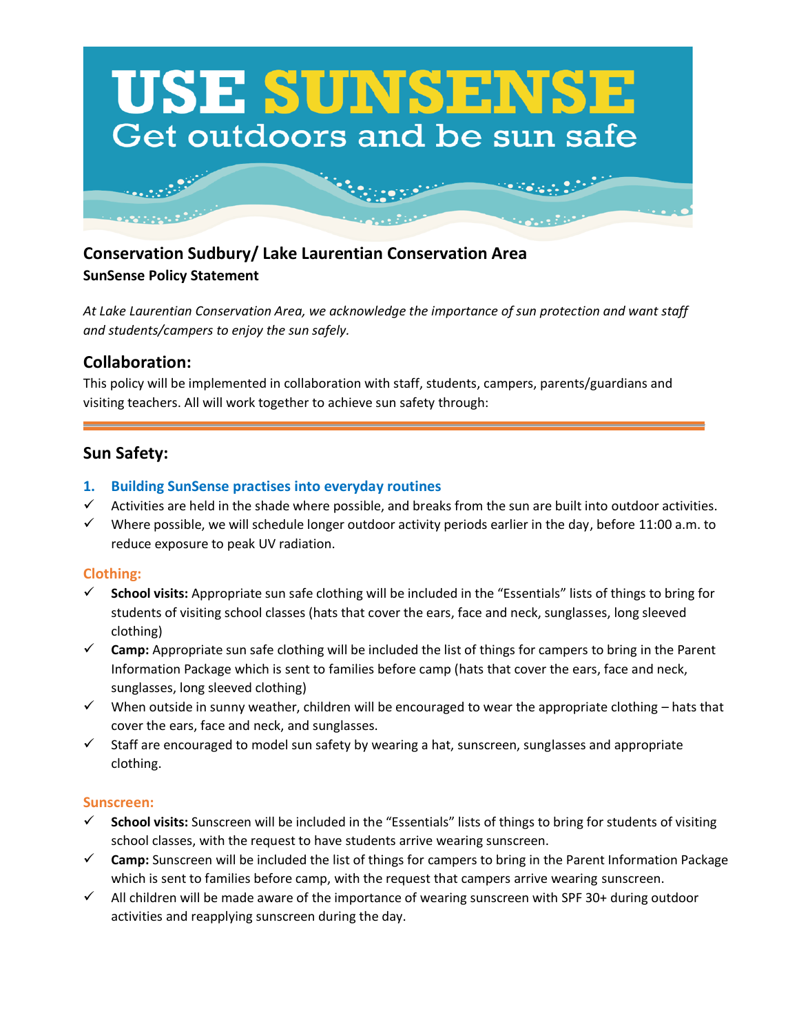# USE SUNSENSE
Get outdoors and be sun safe

## Conservation Sudbury/ Lake Laurentian Conservation Area
**SunSense Policy Statement**

*At Lake Laurentian Conservation Area, we acknowledge the importance of sun protection and want staff and students/campers to enjoy the sun safely.*

## Collaboration:

This policy will be implemented in collaboration with staff, students, campers, parents/guardians and visiting teachers. All will work together to achieve sun safety through:

---

## Sun Safety:

### 1. Building SunSense practises into everyday routines

- ✓ Activities are held in the shade where possible, and breaks from the sun are built into outdoor activities.
- ✓ Where possible, we will schedule longer outdoor activity periods earlier in the day, before 11:00 a.m. to reduce exposure to peak UV radiation.

### Clothing:

- ✓ **School visits:** Appropriate sun safe clothing will be included in the "Essentials" lists of things to bring for students of visiting school classes (hats that cover the ears, face and neck, sunglasses, long sleeved clothing)
- ✓ **Camp:** Appropriate sun safe clothing will be included the list of things for campers to bring in the Parent Information Package which is sent to families before camp (hats that cover the ears, face and neck, sunglasses, long sleeved clothing)
- ✓ When outside in sunny weather, children will be encouraged to wear the appropriate clothing – hats that cover the ears, face and neck, and sunglasses.
- ✓ Staff are encouraged to model sun safety by wearing a hat, sunscreen, sunglasses and appropriate clothing.

### Sunscreen:

- ✓ **School visits:** Sunscreen will be included in the "Essentials" lists of things to bring for students of visiting school classes, with the request to have students arrive wearing sunscreen.
- ✓ **Camp:** Sunscreen will be included the list of things for campers to bring in the Parent Information Package which is sent to families before camp, with the request that campers arrive wearing sunscreen.
- ✓ All children will be made aware of the importance of wearing sunscreen with SPF 30+ during outdoor activities and reapplying sunscreen during the day.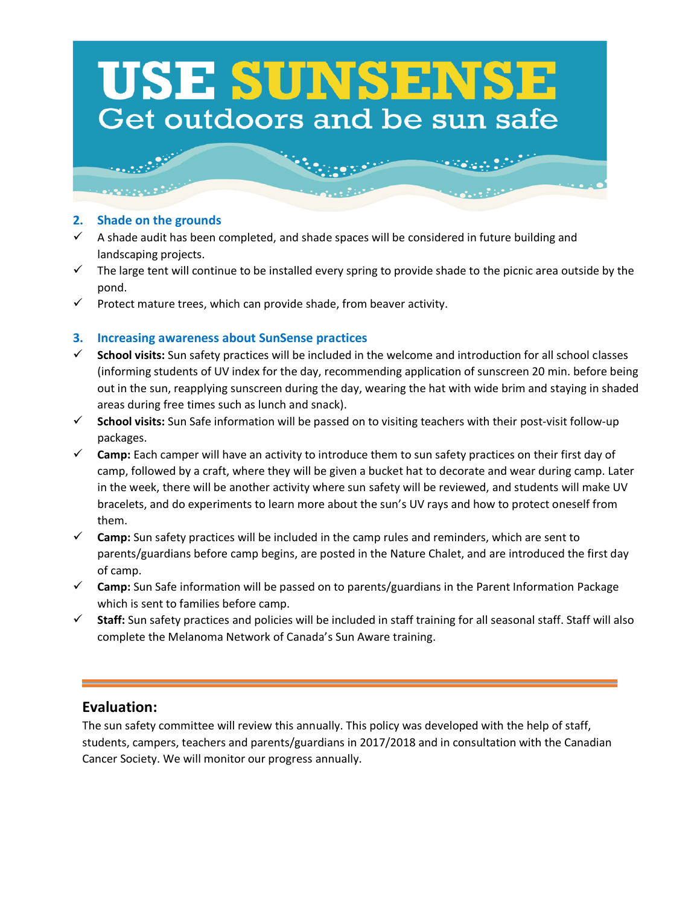# USE SUNSENSE
Get outdoors and be sun safe

## 2. Shade on the grounds

- ✓ A shade audit has been completed, and shade spaces will be considered in future building and landscaping projects.
- ✓ The large tent will continue to be installed every spring to provide shade to the picnic area outside by the pond.
- ✓ Protect mature trees, which can provide shade, from beaver activity.

## 3. Increasing awareness about SunSense practices

- ✓ **School visits:** Sun safety practices will be included in the welcome and introduction for all school classes (informing students of UV index for the day, recommending application of sunscreen 20 min. before being out in the sun, reapplying sunscreen during the day, wearing the hat with wide brim and staying in shaded areas during free times such as lunch and snack).
- ✓ **School visits:** Sun Safe information will be passed on to visiting teachers with their post-visit follow-up packages.
- ✓ **Camp:** Each camper will have an activity to introduce them to sun safety practices on their first day of camp, followed by a craft, where they will be given a bucket hat to decorate and wear during camp. Later in the week, there will be another activity where sun safety will be reviewed, and students will make UV bracelets, and do experiments to learn more about the sun's UV rays and how to protect oneself from them.
- ✓ **Camp:** Sun safety practices will be included in the camp rules and reminders, which are sent to parents/guardians before camp begins, are posted in the Nature Chalet, and are introduced the first day of camp.
- ✓ **Camp:** Sun Safe information will be passed on to parents/guardians in the Parent Information Package which is sent to families before camp.
- ✓ **Staff:** Sun safety practices and policies will be included in staff training for all seasonal staff. Staff will also complete the Melanoma Network of Canada's Sun Aware training.

---

## Evaluation:

The sun safety committee will review this annually. This policy was developed with the help of staff, students, campers, teachers and parents/guardians in 2017/2018 and in consultation with the Canadian Cancer Society. We will monitor our progress annually.